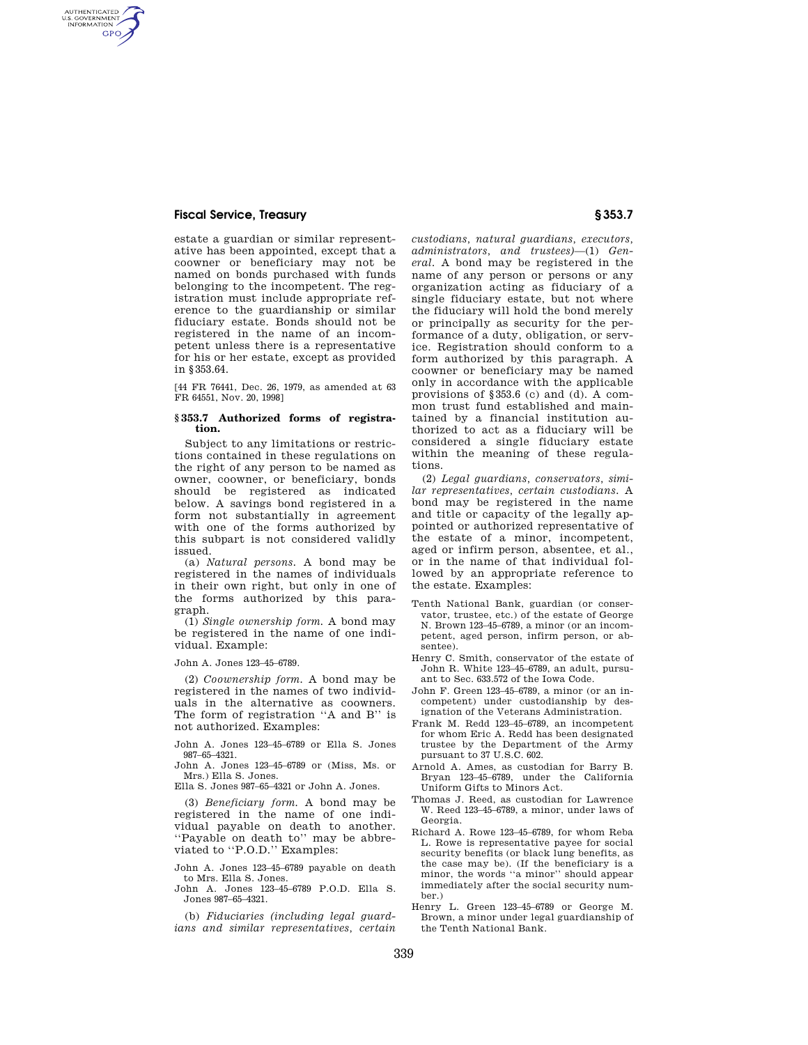estate a guardian or similar representative has been appointed, except that a coowner or beneficiary may not be named on bonds purchased with funds belonging to the incompetent. The registration must include appropriate reference to the guardianship or similar fiduciary estate. Bonds should not be registered in the name of an incompetent unless there is a representative for his or her estate, except as provided in §353.64.

[44 FR 76441, Dec. 26, 1979, as amended at 63 FR 64551, Nov. 20, 1998]

### §353.7 Authorized forms of registration.

Subject to any limitations or restrictions contained in these regulations on the right of any person to be named as owner, coowner, or beneficiary, bonds should be registered as indicated below. A savings bond registered in a form not substantially in agreement with one of the forms authorized by this subpart is not considered validly issued.

(a) *Natural persons.* A bond may be registered in the names of individuals in their own right, but only in one of the forms authorized by this paragraph.

(1) *Single ownership form.* A bond may be registered in the name of one individual. Example:

John A. Jones 123–45–6789.

(2) *Coownership form.* A bond may be registered in the names of two individuals in the alternative as coowners. The form of registration "A and B" is not authorized. Examples:

John A. Jones 123–45–6789 or Ella S. Jones 987–65–4321.
John A. Jones 123–45–6789 or (Miss, Ms. or Mrs.) Ella S. Jones.
Ella S. Jones 987–65–4321 or John A. Jones.

(3) *Beneficiary form.* A bond may be registered in the name of one individual payable on death to another. "Payable on death to" may be abbreviated to "P.O.D." Examples:

John A. Jones 123–45–6789 payable on death to Mrs. Ella S. Jones.
John A. Jones 123–45–6789 P.O.D. Ella S. Jones 987–65–4321.

(b) *Fiduciaries (including legal guardians and similar representatives, certain custodians, natural guardians, executors, administrators, and trustees)*—(1) *General.* A bond may be registered in the name of any person or persons or any organization acting as fiduciary of a single fiduciary estate, but not where the fiduciary will hold the bond merely or principally as security for the performance of a duty, obligation, or service. Registration should conform to a form authorized by this paragraph. A coowner or beneficiary may be named only in accordance with the applicable provisions of §353.6 (c) and (d). A common trust fund established and maintained by a financial institution authorized to act as a fiduciary will be considered a single fiduciary estate within the meaning of these regulations.

(2) *Legal guardians, conservators, similar representatives, certain custodians.* A bond may be registered in the name and title or capacity of the legally appointed or authorized representative of the estate of a minor, incompetent, aged or infirm person, absentee, et al., or in the name of that individual followed by an appropriate reference to the estate. Examples:

Tenth National Bank, guardian (or conservator, trustee, etc.) of the estate of George N. Brown 123–45–6789, a minor (or an incompetent, aged person, infirm person, or absentee).
Henry C. Smith, conservator of the estate of John R. White 123–45–6789, an adult, pursuant to Sec. 633.572 of the Iowa Code.
John F. Green 123–45–6789, a minor (or an incompetent) under custodianship by designation of the Veterans Administration.
Frank M. Redd 123–45–6789, an incompetent for whom Eric A. Redd has been designated trustee by the Department of the Army pursuant to 37 U.S.C. 602.
Arnold A. Ames, as custodian for Barry B. Bryan 123–45–6789, under the California Uniform Gifts to Minors Act.
Thomas J. Reed, as custodian for Lawrence W. Reed 123–45–6789, a minor, under laws of Georgia.
Richard A. Rowe 123–45–6789, for whom Reba L. Rowe is representative payee for social security benefits (or black lung benefits, as the case may be). (If the beneficiary is a minor, the words "a minor" should appear immediately after the social security number.)
Henry L. Green 123–45–6789 or George M. Brown, a minor under legal guardianship of the Tenth National Bank.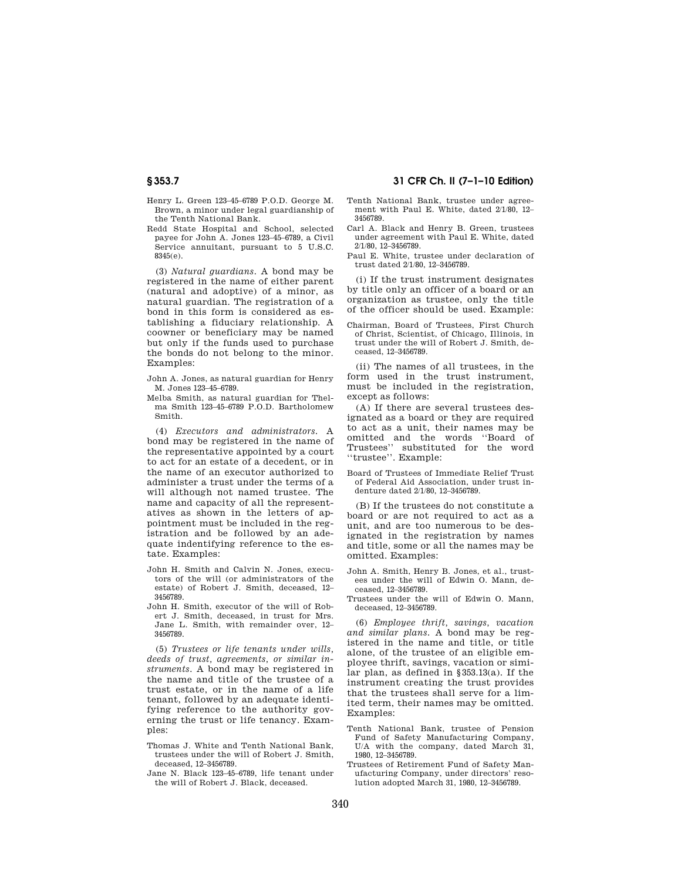Henry L. Green 123–45–6789 P.O.D. George M. Brown, a minor under legal guardianship of the Tenth National Bank.

Redd State Hospital and School, selected payee for John A. Jones 123–45–6789, a Civil Service annuitant, pursuant to 5 U.S.C. 8345(e).

(3) *Natural guardians.* A bond may be registered in the name of either parent (natural and adoptive) of a minor, as natural guardian. The registration of a bond in this form is considered as establishing a fiduciary relationship. A coowner or beneficiary may be named but only if the funds used to purchase the bonds do not belong to the minor. Examples:

John A. Jones, as natural guardian for Henry M. Jones 123–45–6789.

Melba Smith, as natural guardian for Thelma Smith 123–45–6789 P.O.D. Bartholomew Smith.

(4) *Executors and administrators.* A bond may be registered in the name of the representative appointed by a court to act for an estate of a decedent, or in the name of an executor authorized to administer a trust under the terms of a will although not named trustee. The name and capacity of all the representatives as shown in the letters of appointment must be included in the registration and be followed by an adequate indentifying reference to the estate. Examples:

John H. Smith and Calvin N. Jones, executors of the will (or administrators of the estate) of Robert J. Smith, deceased, 12–3456789.

John H. Smith, executor of the will of Robert J. Smith, deceased, in trust for Mrs. Jane L. Smith, with remainder over, 12–3456789.

(5) *Trustees or life tenants under wills, deeds of trust, agreements, or similar instruments.* A bond may be registered in the name and title of the trustee of a trust estate, or in the name of a life tenant, followed by an adequate identifying reference to the authority governing the trust or life tenancy. Examples:

Thomas J. White and Tenth National Bank, trustees under the will of Robert J. Smith, deceased, 12–3456789.

Jane N. Black 123–45–6789, life tenant under the will of Robert J. Black, deceased.

Tenth National Bank, trustee under agreement with Paul E. White, dated 2/1/80, 12–3456789.

Carl A. Black and Henry B. Green, trustees under agreement with Paul E. White, dated 2/1/80, 12–3456789.

Paul E. White, trustee under declaration of trust dated 2/1/80, 12–3456789.

(i) If the trust instrument designates by title only an officer of a board or an organization as trustee, only the title of the officer should be used. Example:

Chairman, Board of Trustees, First Church of Christ, Scientist, of Chicago, Illinois, in trust under the will of Robert J. Smith, deceased, 12–3456789.

(ii) The names of all trustees, in the form used in the trust instrument, must be included in the registration, except as follows:

(A) If there are several trustees designated as a board or they are required to act as a unit, their names may be omitted and the words ''Board of Trustees'' substituted for the word ''trustee''. Example:

Board of Trustees of Immediate Relief Trust of Federal Aid Association, under trust indenture dated 2/1/80, 12–3456789.

(B) If the trustees do not constitute a board or are not required to act as a unit, and are too numerous to be designated in the registration by names and title, some or all the names may be omitted. Examples:

John A. Smith, Henry B. Jones, et al., trustees under the will of Edwin O. Mann, deceased, 12–3456789.

Trustees under the will of Edwin O. Mann, deceased, 12–3456789.

(6) *Employee thrift, savings, vacation and similar plans.* A bond may be registered in the name and title, or title alone, of the trustee of an eligible employee thrift, savings, vacation or similar plan, as defined in §353.13(a). If the instrument creating the trust provides that the trustees shall serve for a limited term, their names may be omitted. Examples:

Tenth National Bank, trustee of Pension Fund of Safety Manufacturing Company, U/A with the company, dated March 31, 1980, 12–3456789.

Trustees of Retirement Fund of Safety Manufacturing Company, under directors' resolution adopted March 31, 1980, 12–3456789.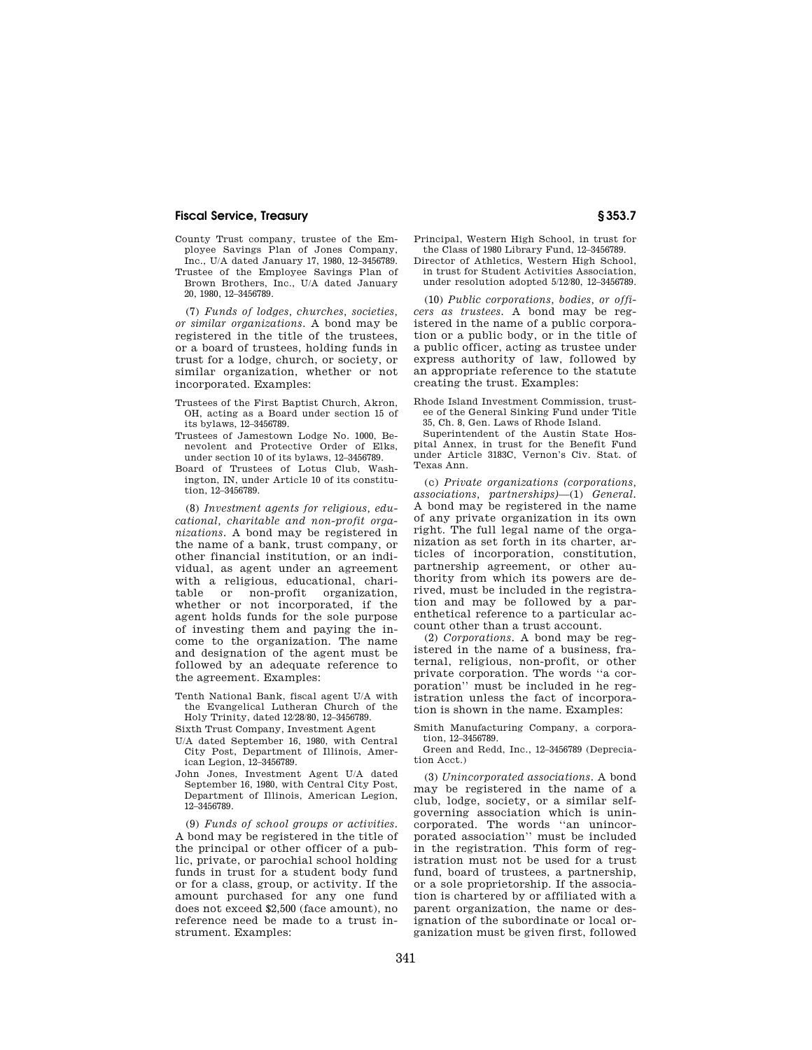County Trust company, trustee of the Employee Savings Plan of Jones Company, Inc., U/A dated January 17, 1980, 12–3456789.

Trustee of the Employee Savings Plan of Brown Brothers, Inc., U/A dated January 20, 1980, 12–3456789.

(7) *Funds of lodges, churches, societies, or similar organizations.* A bond may be registered in the title of the trustees, or a board of trustees, holding funds in trust for a lodge, church, or society, or similar organization, whether or not incorporated. Examples:

Trustees of the First Baptist Church, Akron, OH, acting as a Board under section 15 of its bylaws, 12–3456789.

Trustees of Jamestown Lodge No. 1000, Benevolent and Protective Order of Elks, under section 10 of its bylaws, 12–3456789.

Board of Trustees of Lotus Club, Washington, IN, under Article 10 of its constitution, 12–3456789.

(8) *Investment agents for religious, educational, charitable and non-profit organizations.* A bond may be registered in the name of a bank, trust company, or other financial institution, or an individual, as agent under an agreement with a religious, educational, charitable or non-profit organization, whether or not incorporated, if the agent holds funds for the sole purpose of investing them and paying the income to the organization. The name and designation of the agent must be followed by an adequate reference to the agreement. Examples:

Tenth National Bank, fiscal agent U/A with the Evangelical Lutheran Church of the Holy Trinity, dated 12/28/80, 12–3456789.

Sixth Trust Company, Investment Agent U/A dated September 16, 1980, with Central City Post, Department of Illinois, American Legion, 12–3456789.

John Jones, Investment Agent U/A dated September 16, 1980, with Central City Post, Department of Illinois, American Legion, 12–3456789.

(9) *Funds of school groups or activities.* A bond may be registered in the title of the principal or other officer of a public, private, or parochial school holding funds in trust for a student body fund or for a class, group, or activity. If the amount purchased for any one fund does not exceed $2,500 (face amount), no reference need be made to a trust instrument. Examples:

Principal, Western High School, in trust for the Class of 1980 Library Fund, 12–3456789.

Director of Athletics, Western High School, in trust for Student Activities Association, under resolution adopted 5/12/80, 12–3456789.

(10) *Public corporations, bodies, or officers as trustees.* A bond may be registered in the name of a public corporation or a public body, or in the title of a public officer, acting as trustee under express authority of law, followed by an appropriate reference to the statute creating the trust. Examples:

Rhode Island Investment Commission, trustee of the General Sinking Fund under Title 35, Ch. 8, Gen. Laws of Rhode Island.

Superintendent of the Austin State Hospital Annex, in trust for the Benefit Fund under Article 3183C, Vernon's Civ. Stat. of Texas Ann.

(c) *Private organizations (corporations, associations, partnerships)*—(1) *General.* A bond may be registered in the name of any private organization in its own right. The full legal name of the organization as set forth in its charter, articles of incorporation, constitution, partnership agreement, or other authority from which its powers are derived, must be included in the registration and may be followed by a parenthetical reference to a particular account other than a trust account.

(2) *Corporations.* A bond may be registered in the name of a business, fraternal, religious, non-profit, or other private corporation. The words ''a corporation'' must be included in he registration unless the fact of incorporation is shown in the name. Examples:

Smith Manufacturing Company, a corporation, 12–3456789.

Green and Redd, Inc., 12–3456789 (Depreciation Acct.)

(3) *Unincorporated associations.* A bond may be registered in the name of a club, lodge, society, or a similar self-governing association which is unincorporated. The words ''an unincorporated association'' must be included in the registration. This form of registration must not be used for a trust fund, board of trustees, a partnership, or a sole proprietorship. If the association is chartered by or affiliated with a parent organization, the name or designation of the subordinate or local organization must be given first, followed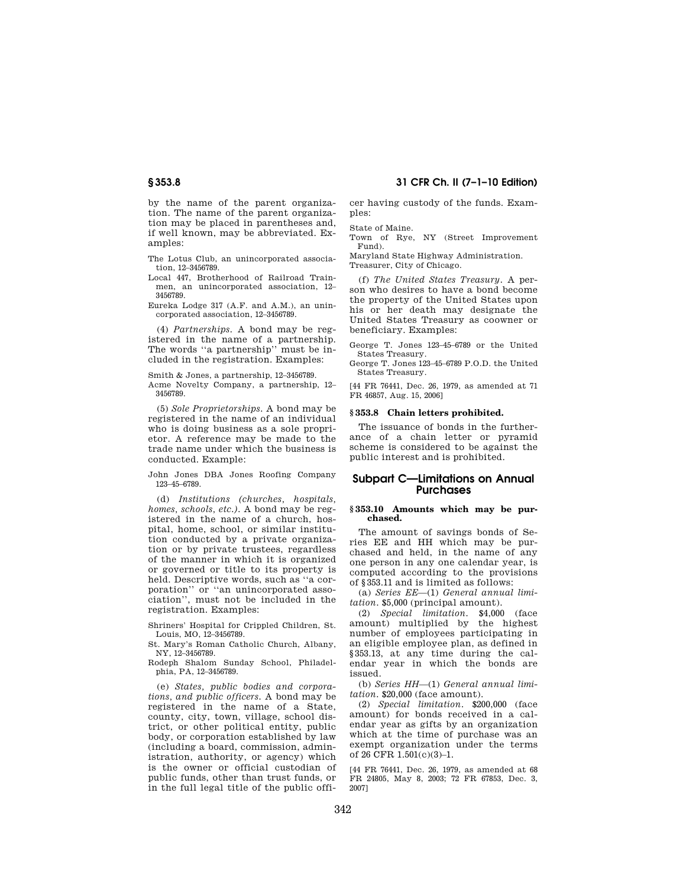by the name of the parent organization. The name of the parent organization may be placed in parentheses and, if well known, may be abbreviated. Examples:

The Lotus Club, an unincorporated association, 12–3456789.

Local 447, Brotherhood of Railroad Trainmen, an unincorporated association, 12–3456789.

Eureka Lodge 317 (A.F. and A.M.), an unincorporated association, 12–3456789.

(4) *Partnerships.* A bond may be registered in the name of a partnership. The words ''a partnership'' must be included in the registration. Examples:

Smith & Jones, a partnership, 12–3456789.

Acme Novelty Company, a partnership, 12–3456789.

(5) *Sole Proprietorships.* A bond may be registered in the name of an individual who is doing business as a sole proprietor. A reference may be made to the trade name under which the business is conducted. Example:

John Jones DBA Jones Roofing Company 123–45–6789.

(d) *Institutions (churches, hospitals, homes, schools, etc.).* A bond may be registered in the name of a church, hospital, home, school, or similar institution conducted by a private organization or by private trustees, regardless of the manner in which it is organized or governed or title to its property is held. Descriptive words, such as ''a corporation'' or ''an unincorporated association'', must not be included in the registration. Examples:

Shriners' Hospital for Crippled Children, St. Louis, MO, 12–3456789.

St. Mary's Roman Catholic Church, Albany, NY, 12–3456789.

Rodeph Shalom Sunday School, Philadelphia, PA, 12–3456789.

(e) *States, public bodies and corporations, and public officers.* A bond may be registered in the name of a State, county, city, town, village, school district, or other political entity, public body, or corporation established by law (including a board, commission, administration, authority, or agency) which is the owner or official custodian of public funds, other than trust funds, or in the full legal title of the public officer having custody of the funds. Examples:

State of Maine.

Town of Rye, NY (Street Improvement Fund).

Maryland State Highway Administration.

Treasurer, City of Chicago.

(f) *The United States Treasury.* A person who desires to have a bond become the property of the United States upon his or her death may designate the United States Treasury as coowner or beneficiary. Examples:

George T. Jones 123–45–6789 or the United States Treasury.

George T. Jones 123–45–6789 P.O.D. the United States Treasury.

[44 FR 76441, Dec. 26, 1979, as amended at 71 FR 46857, Aug. 15, 2006]

### § 353.8 Chain letters prohibited.

The issuance of bonds in the furtherance of a chain letter or pyramid scheme is considered to be against the public interest and is prohibited.

## Subpart C—Limitations on Annual Purchases

### § 353.10 Amounts which may be purchased.

The amount of savings bonds of Series EE and HH which may be purchased and held, in the name of any one person in any one calendar year, is computed according to the provisions of § 353.11 and is limited as follows:

(a) *Series EE*—(1) *General annual limitation.* $5,000 (principal amount).

(2) *Special limitation.* $4,000 (face amount) multiplied by the highest number of employees participating in an eligible employee plan, as defined in § 353.13, at any time during the calendar year in which the bonds are issued.

(b) *Series HH*—(1) *General annual limitation.* $20,000 (face amount).

(2) *Special limitation.* $200,000 (face amount) for bonds received in a calendar year as gifts by an organization which at the time of purchase was an exempt organization under the terms of 26 CFR 1.501(c)(3)–1.

[44 FR 76441, Dec. 26, 1979, as amended at 68 FR 24805, May 8, 2003; 72 FR 67853, Dec. 3, 2007]